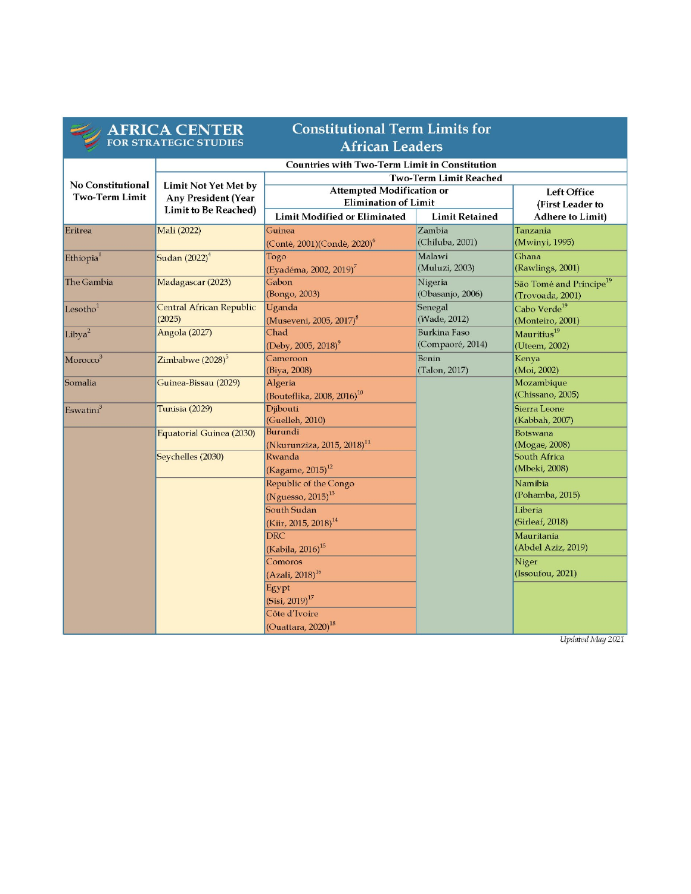# Constitutional Term Limits for African Leaders

AFRICA CENTER FOR STRATEGIC STUDIES

| No Constitutional Two-Term Limit | Countries with Two-Term Limit in Constitution | | | |
|---|---|---|---|---|
| | Limit Not Yet Met by Any President (Year Limit to Be Reached) | Two-Term Limit Reached | | |
| | | Attempted Modification or Elimination of Limit | | Left Office (First Leader to Adhere to Limit) |
| | | Limit Modified or Eliminated | Limit Retained | |
| Eritrea | Mali (2022) | Guinea (Conté, 2001)(Condé, 2020)[6] | Zambia (Chiluba, 2001) | Tanzania (Mwinyi, 1995) |
| Ethiopia[1] | Sudan (2022)[4] | Togo (Eyadéma, 2002, 2019)[7] | Malawi (Muluzi, 2003) | Ghana (Rawlings, 2001) |
| The Gambia | Madagascar (2023) | Gabon (Bongo, 2003) | Nigeria (Obasanjo, 2006) | São Tomé and Príncipe[19] (Trovoada, 2001) |
| Lesotho[1] | Central African Republic (2025) | Uganda (Museveni, 2005, 2017)[8] | Senegal (Wade, 2012) | Cabo Verde[19] (Monteiro, 2001) |
| Libya[2] | Angola (2027) | Chad (Deby, 2005, 2018)[9] | Burkina Faso (Compaoré, 2014) | Mauritius[19] (Uteem, 2002) |
| Morocco[3] | Zimbabwe (2028)[5] | Cameroon (Biya, 2008) | Benin (Talon, 2017) | Kenya (Moi, 2002) |
| Somalia | Guinea-Bissau (2029) | Algeria (Bouteflika, 2008, 2016)[10] | | Mozambique (Chissano, 2005) |
| Eswatini[3] | Tunisia (2029) | Djibouti (Guelleh, 2010) | | Sierra Leone (Kabbah, 2007) |
| | Equatorial Guinea (2030) | Burundi (Nkurunziza, 2015, 2018)[11] | | Botswana (Mogae, 2008) |
| | Seychelles (2030) | Rwanda (Kagame, 2015)[12] | | South Africa (Mbeki, 2008) |
| | | Republic of the Congo (Nguesso, 2015)[13] | | Namibia (Pohamba, 2015) |
| | | South Sudan (Kiir, 2015, 2018)[14] | | Liberia (Sirleaf, 2018) |
| | | DRC (Kabila, 2016)[15] | | Mauritania (Abdel Aziz, 2019) |
| | | Comoros (Azali, 2018)[16] | | Niger (Issoufou, 2021) |
| | | Egypt (Sisi, 2019)[17] | | |
| | | Côte d'Ivoire (Ouattara, 2020)[18] | | |

*Updated May 2021*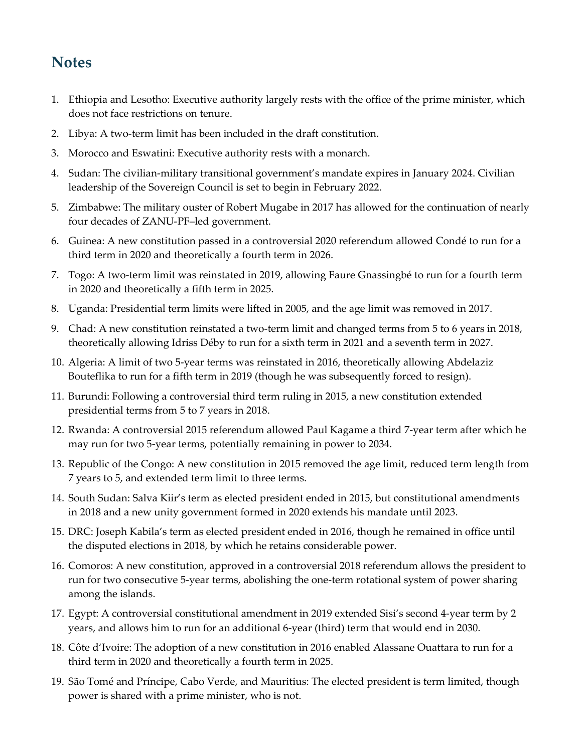## Notes

1. Ethiopia and Lesotho: Executive authority largely rests with the office of the prime minister, which does not face restrictions on tenure.
2. Libya: A two-term limit has been included in the draft constitution.
3. Morocco and Eswatini: Executive authority rests with a monarch.
4. Sudan: The civilian-military transitional government's mandate expires in January 2024. Civilian leadership of the Sovereign Council is set to begin in February 2022.
5. Zimbabwe: The military ouster of Robert Mugabe in 2017 has allowed for the continuation of nearly four decades of ZANU-PF–led government.
6. Guinea: A new constitution passed in a controversial 2020 referendum allowed Condé to run for a third term in 2020 and theoretically a fourth term in 2026.
7. Togo: A two-term limit was reinstated in 2019, allowing Faure Gnassingbé to run for a fourth term in 2020 and theoretically a fifth term in 2025.
8. Uganda: Presidential term limits were lifted in 2005, and the age limit was removed in 2017.
9. Chad: A new constitution reinstated a two-term limit and changed terms from 5 to 6 years in 2018, theoretically allowing Idriss Déby to run for a sixth term in 2021 and a seventh term in 2027.
10. Algeria: A limit of two 5-year terms was reinstated in 2016, theoretically allowing Abdelaziz Bouteflika to run for a fifth term in 2019 (though he was subsequently forced to resign).
11. Burundi: Following a controversial third term ruling in 2015, a new constitution extended presidential terms from 5 to 7 years in 2018.
12. Rwanda: A controversial 2015 referendum allowed Paul Kagame a third 7-year term after which he may run for two 5-year terms, potentially remaining in power to 2034.
13. Republic of the Congo: A new constitution in 2015 removed the age limit, reduced term length from 7 years to 5, and extended term limit to three terms.
14. South Sudan: Salva Kiir's term as elected president ended in 2015, but constitutional amendments in 2018 and a new unity government formed in 2020 extends his mandate until 2023.
15. DRC: Joseph Kabila's term as elected president ended in 2016, though he remained in office until the disputed elections in 2018, by which he retains considerable power.
16. Comoros: A new constitution, approved in a controversial 2018 referendum allows the president to run for two consecutive 5-year terms, abolishing the one-term rotational system of power sharing among the islands.
17. Egypt: A controversial constitutional amendment in 2019 extended Sisi's second 4-year term by 2 years, and allows him to run for an additional 6-year (third) term that would end in 2030.
18. Côte d'Ivoire: The adoption of a new constitution in 2016 enabled Alassane Ouattara to run for a third term in 2020 and theoretically a fourth term in 2025.
19. São Tomé and Príncipe, Cabo Verde, and Mauritius: The elected president is term limited, though power is shared with a prime minister, who is not.